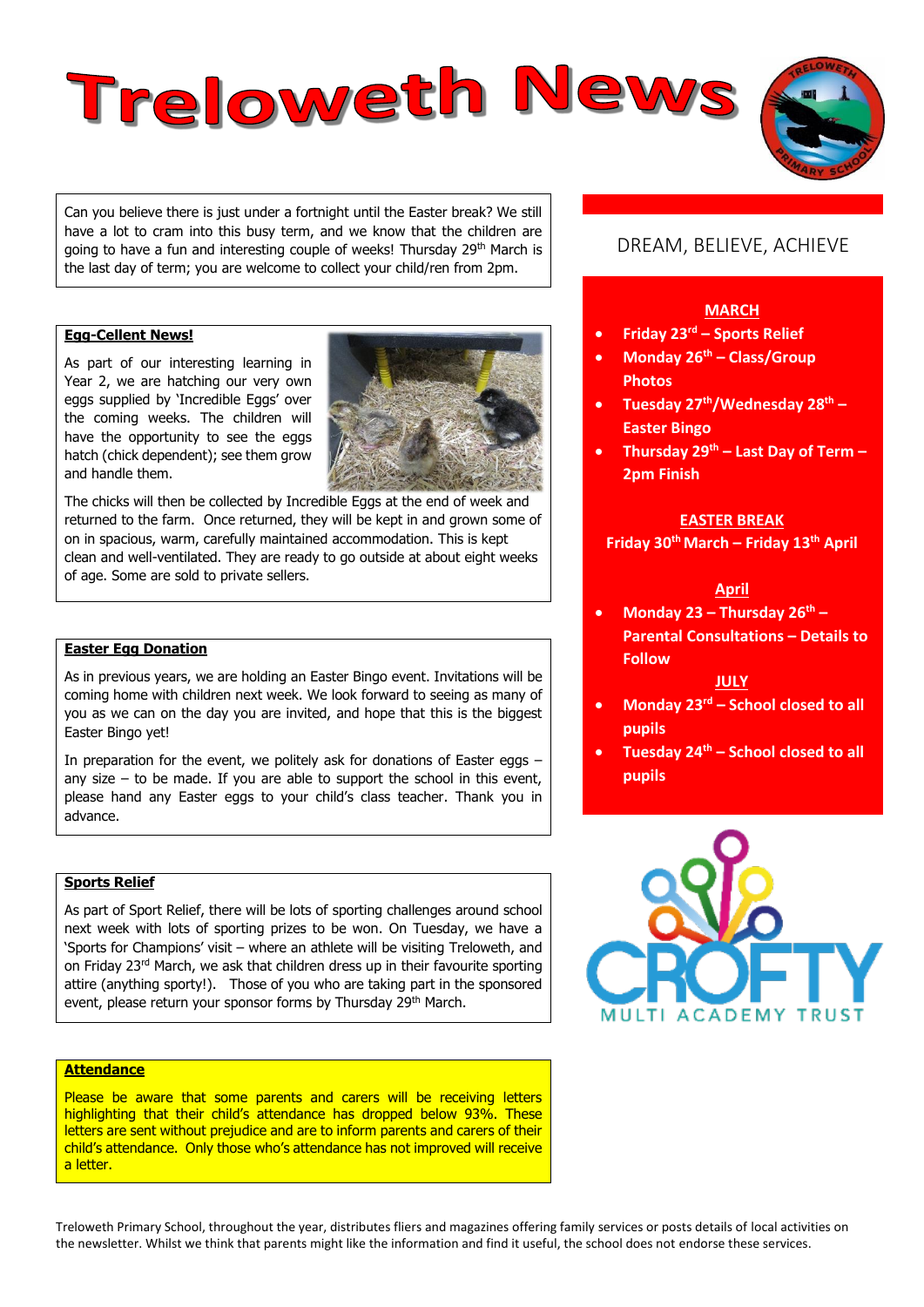# Treloweth News

Can you believe there is just under a fortnight until the Easter break? We still have a lot to cram into this busy term, and we know that the children are going to have a fun and interesting couple of weeks! Thursday 29th March is the last day of term; you are welcome to collect your child/ren from 2pm.

DREAM, BELIEVE, ACHIEVE

**MARCH**

- **Friday 23rd – Sports Relief**
- **Monday 26th – Class/Group Photos**
- **Tuesday 27th/Wednesday 28th – Easter Bingo**
- **Thursday 29th – Last Day of Term – 2pm Finish**

**EASTER BREAK**

**Friday 30th March – Friday 13th April**

**April**

- **Monday 23 – Thursday 26th – Parental Consultations – Details to Follow**

**JULY**

- **Monday 23rd – School closed to all pupils**
- **Tuesday 24th – School closed to all pupils**

## Egg-Cellent News!

As part of our interesting learning in Year 2, we are hatching our very own eggs supplied by 'Incredible Eggs' over the coming weeks. The children will have the opportunity to see the eggs hatch (chick dependent); see them grow and handle them.

The chicks will then be collected by Incredible Eggs at the end of week and returned to the farm. Once returned, they will be kept in and grown some of on in spacious, warm, carefully maintained accommodation. This is kept clean and well-ventilated. They are ready to go outside at about eight weeks of age. Some are sold to private sellers.

## Easter Egg Donation

As in previous years, we are holding an Easter Bingo event. Invitations will be coming home with children next week. We look forward to seeing as many of you as we can on the day you are invited, and hope that this is the biggest Easter Bingo yet!

In preparation for the event, we politely ask for donations of Easter eggs – any size – to be made. If you are able to support the school in this event, please hand any Easter eggs to your child's class teacher. Thank you in advance.

## Sports Relief

As part of Sport Relief, there will be lots of sporting challenges around school next week with lots of sporting prizes to be won. On Tuesday, we have a 'Sports for Champions' visit – where an athlete will be visiting Treloweth, and on Friday 23rd March, we ask that children dress up in their favourite sporting attire (anything sporty!). Those of you who are taking part in the sponsored event, please return your sponsor forms by Thursday 29th March.

## Attendance

Please be aware that some parents and carers will be receiving letters highlighting that their child's attendance has dropped below 93%. These letters are sent without prejudice and are to inform parents and carers of their child's attendance. Only those who's attendance has not improved will receive a letter.

CROFTY MULTI ACADEMY TRUST

Treloweth Primary School, throughout the year, distributes fliers and magazines offering family services or posts details of local activities on the newsletter. Whilst we think that parents might like the information and find it useful, the school does not endorse these services.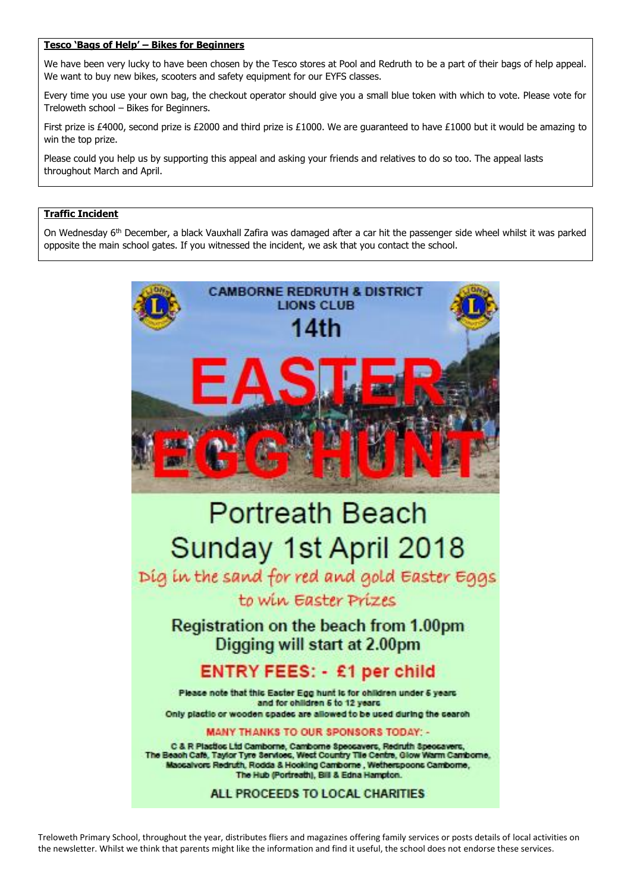**Tesco 'Bags of Help' – Bikes for Beginners**

We have been very lucky to have been chosen by the Tesco stores at Pool and Redruth to be a part of their bags of help appeal. We want to buy new bikes, scooters and safety equipment for our EYFS classes.

Every time you use your own bag, the checkout operator should give you a small blue token with which to vote. Please vote for Treloweth school – Bikes for Beginners.

First prize is £4000, second prize is £2000 and third prize is £1000. We are guaranteed to have £1000 but it would be amazing to win the top prize.

Please could you help us by supporting this appeal and asking your friends and relatives to do so too. The appeal lasts throughout March and April.

**Traffic Incident**

On Wednesday 6th December, a black Vauxhall Zafira was damaged after a car hit the passenger side wheel whilst it was parked opposite the main school gates. If you witnessed the incident, we ask that you contact the school.

CAMBORNE REDRUTH & DISTRICT LIONS CLUB

14th

EASTER EGG HUNT

Portreath Beach

Sunday 1st April 2018

Dig in the sand for red and gold Easter Eggs to win Easter Prizes

Registration on the beach from 1.00pm

Digging will start at 2.00pm

ENTRY FEES: - £1 per child

Please note that this Easter Egg hunt is for children under 5 years and for children 5 to 12 years

Only plastic or wooden spades are allowed to be used during the search

MANY THANKS TO OUR SPONSORS TODAY: -

C & R Plastics Ltd Camborne, Camborne Specsavers, Redruth Specsavers, The Beach Café, Taylor Tyre Services, West Country Tile Centre, Glow Warm Camborne, Mascalvors Redruth, Rodda & Hocking Camborne , Wetherspoons Camborne, The Hub (Portreath), Bill & Edna Hampton.

ALL PROCEEDS TO LOCAL CHARITIES

Treloweth Primary School, throughout the year, distributes fliers and magazines offering family services or posts details of local activities on the newsletter. Whilst we think that parents might like the information and find it useful, the school does not endorse these services.